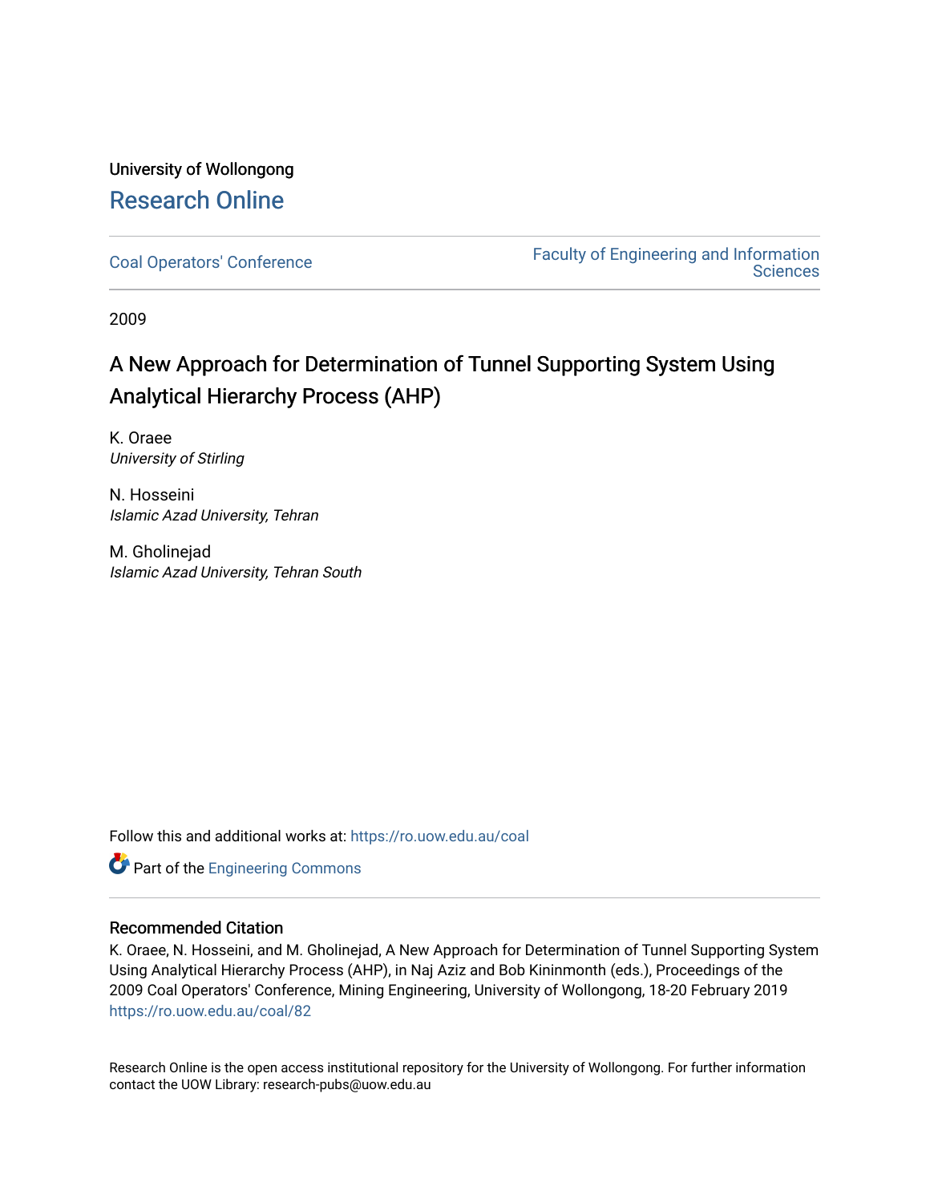University of Wollongong

# Research Online

Coal Operators' Conference

Faculty of Engineering and Information Sciences

2009

# A New Approach for Determination of Tunnel Supporting System Using Analytical Hierarchy Process (AHP)

K. Oraee
*University of Stirling*

N. Hosseini
*Islamic Azad University, Tehran*

M. Gholinejad
*Islamic Azad University, Tehran South*

Follow this and additional works at: https://ro.uow.edu.au/coal

Part of the Engineering Commons

## Recommended Citation

K. Oraee, N. Hosseini, and M. Gholinejad, A New Approach for Determination of Tunnel Supporting System Using Analytical Hierarchy Process (AHP), in Naj Aziz and Bob Kininmonth (eds.), Proceedings of the 2009 Coal Operators' Conference, Mining Engineering, University of Wollongong, 18-20 February 2019
https://ro.uow.edu.au/coal/82

Research Online is the open access institutional repository for the University of Wollongong. For further information contact the UOW Library: research-pubs@uow.edu.au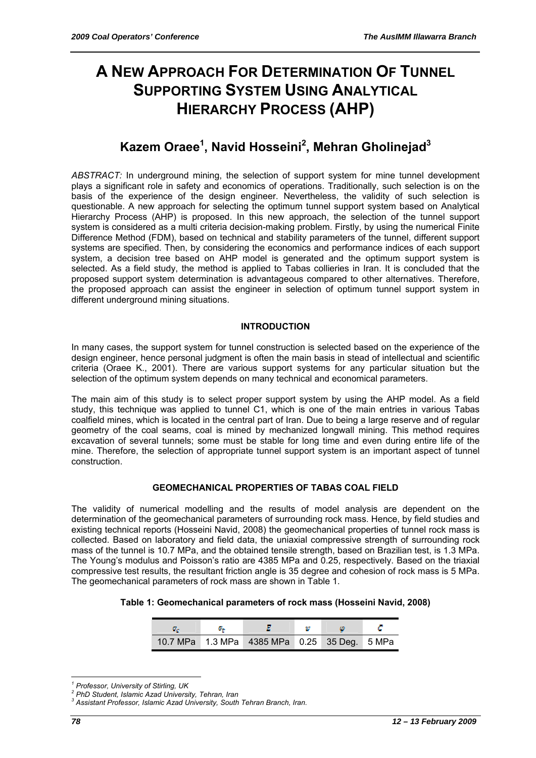# A NEW APPROACH FOR DETERMINATION OF TUNNEL SUPPORTING SYSTEM USING ANALYTICAL HIERARCHY PROCESS (AHP)

## Kazem Oraee[1], Navid Hosseini[2], Mehran Gholinejad[3]

*ABSTRACT:* In underground mining, the selection of support system for mine tunnel development plays a significant role in safety and economics of operations. Traditionally, such selection is on the basis of the experience of the design engineer. Nevertheless, the validity of such selection is questionable. A new approach for selecting the optimum tunnel support system based on Analytical Hierarchy Process (AHP) is proposed. In this new approach, the selection of the tunnel support system is considered as a multi criteria decision-making problem. Firstly, by using the numerical Finite Difference Method (FDM), based on technical and stability parameters of the tunnel, different support systems are specified. Then, by considering the economics and performance indices of each support system, a decision tree based on AHP model is generated and the optimum support system is selected. As a field study, the method is applied to Tabas collieries in Iran. It is concluded that the proposed support system determination is advantageous compared to other alternatives. Therefore, the proposed approach can assist the engineer in selection of optimum tunnel support system in different underground mining situations.

### INTRODUCTION

In many cases, the support system for tunnel construction is selected based on the experience of the design engineer, hence personal judgment is often the main basis in stead of intellectual and scientific criteria (Oraee K., 2001). There are various support systems for any particular situation but the selection of the optimum system depends on many technical and economical parameters.

The main aim of this study is to select proper support system by using the AHP model. As a field study, this technique was applied to tunnel C1, which is one of the main entries in various Tabas coalfield mines, which is located in the central part of Iran. Due to being a large reserve and of regular geometry of the coal seams, coal is mined by mechanized longwall mining. This method requires excavation of several tunnels; some must be stable for long time and even during entire life of the mine. Therefore, the selection of appropriate tunnel support system is an important aspect of tunnel construction.

### GEOMECHANICAL PROPERTIES OF TABAS COAL FIELD

The validity of numerical modelling and the results of model analysis are dependent on the determination of the geomechanical parameters of surrounding rock mass. Hence, by field studies and existing technical reports (Hosseini Navid, 2008) the geomechanical properties of tunnel rock mass is collected. Based on laboratory and field data, the uniaxial compressive strength of surrounding rock mass of the tunnel is 10.7 MPa, and the obtained tensile strength, based on Brazilian test, is 1.3 MPa. The Young's modulus and Poisson's ratio are 4385 MPa and 0.25, respectively. Based on the triaxial compressive test results, the resultant friction angle is 35 degree and cohesion of rock mass is 5 MPa. The geomechanical parameters of rock mass are shown in Table 1.

**Table 1: Geomechanical parameters of rock mass (Hosseini Navid, 2008)**

| $\sigma_c$ | $\sigma_t$ | $E$ | $\nu$ | $\varphi$ | $C$ |
|---|---|---|---|---|---|
| 10.7 MPa | 1.3 MPa | 4385 MPa | 0.25 | 35 Deg. | 5 MPa |

[1] *Professor, University of Stirling, UK*
[2] *PhD Student, Islamic Azad University, Tehran, Iran*
[3] *Assistant Professor, Islamic Azad University, South Tehran Branch, Iran.*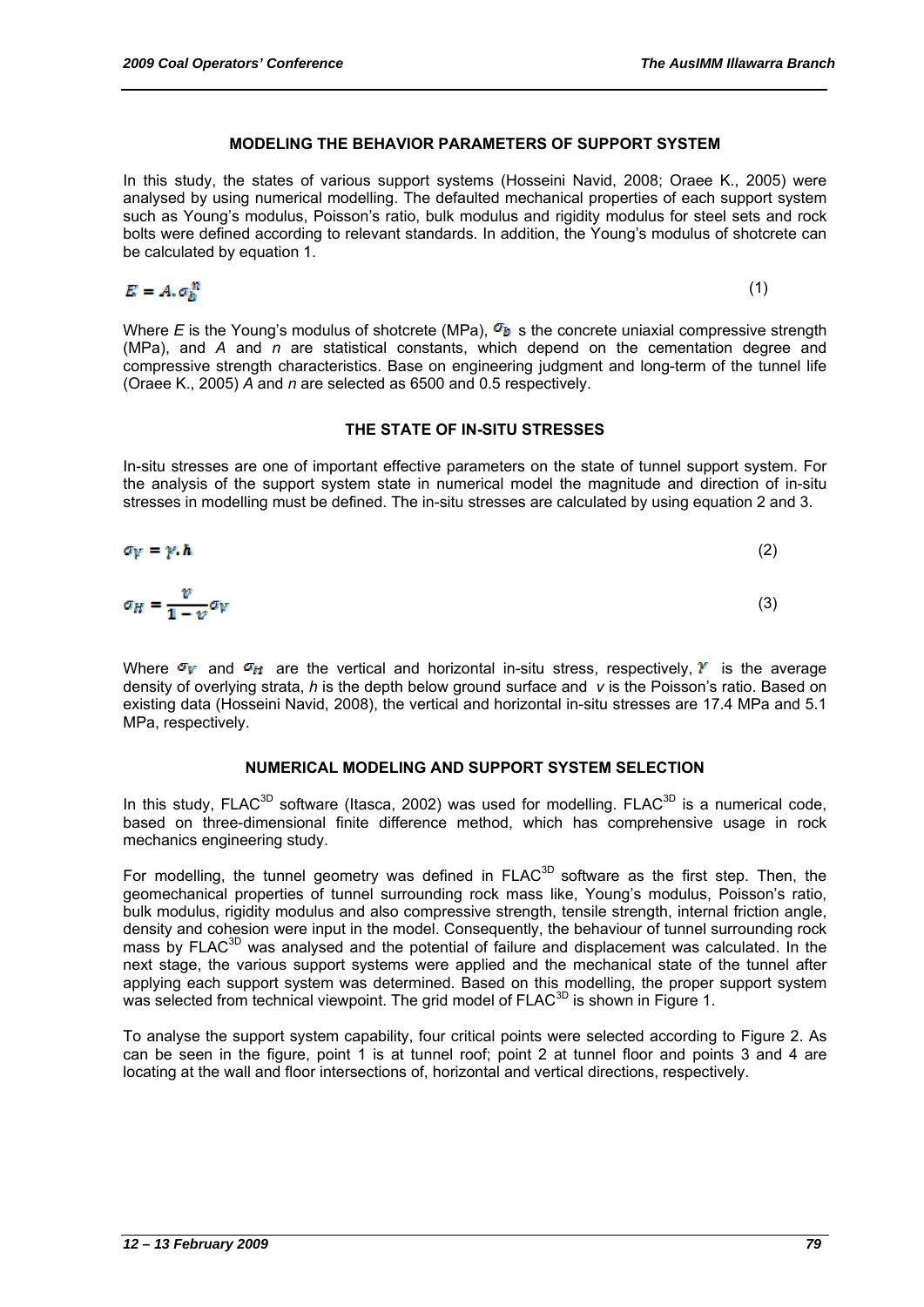## MODELING THE BEHAVIOR PARAMETERS OF SUPPORT SYSTEM

In this study, the states of various support systems (Hosseini Navid, 2008; Oraee K., 2005) were analysed by using numerical modelling. The defaulted mechanical properties of each support system such as Young's modulus, Poisson's ratio, bulk modulus and rigidity modulus for steel sets and rock bolts were defined according to relevant standards. In addition, the Young's modulus of shotcrete can be calculated by equation 1.

$$E = A.\sigma_b^n \tag{1}$$

Where $E$ is the Young's modulus of shotcrete (MPa), $\sigma_b$ s the concrete uniaxial compressive strength (MPa), and $A$ and $n$ are statistical constants, which depend on the cementation degree and compressive strength characteristics. Base on engineering judgment and long-term of the tunnel life (Oraee K., 2005) $A$ and $n$ are selected as 6500 and 0.5 respectively.

## THE STATE OF IN-SITU STRESSES

In-situ stresses are one of important effective parameters on the state of tunnel support system. For the analysis of the support system state in numerical model the magnitude and direction of in-situ stresses in modelling must be defined. The in-situ stresses are calculated by using equation 2 and 3.

$$\sigma_V = \gamma.h \tag{2}$$

$$\sigma_H = \frac{v}{1-v}\sigma_V \tag{3}$$

Where $\sigma_V$ and $\sigma_H$ are the vertical and horizontal in-situ stress, respectively, $\gamma$ is the average density of overlying strata, $h$ is the depth below ground surface and $v$ is the Poisson's ratio. Based on existing data (Hosseini Navid, 2008), the vertical and horizontal in-situ stresses are 17.4 MPa and 5.1 MPa, respectively.

## NUMERICAL MODELING AND SUPPORT SYSTEM SELECTION

In this study, FLAC$^{3D}$ software (Itasca, 2002) was used for modelling. FLAC$^{3D}$ is a numerical code, based on three-dimensional finite difference method, which has comprehensive usage in rock mechanics engineering study.

For modelling, the tunnel geometry was defined in FLAC$^{3D}$ software as the first step. Then, the geomechanical properties of tunnel surrounding rock mass like, Young's modulus, Poisson's ratio, bulk modulus, rigidity modulus and also compressive strength, tensile strength, internal friction angle, density and cohesion were input in the model. Consequently, the behaviour of tunnel surrounding rock mass by FLAC$^{3D}$ was analysed and the potential of failure and displacement was calculated. In the next stage, the various support systems were applied and the mechanical state of the tunnel after applying each support system was determined. Based on this modelling, the proper support system was selected from technical viewpoint. The grid model of FLAC$^{3D}$ is shown in Figure 1.

To analyse the support system capability, four critical points were selected according to Figure 2. As can be seen in the figure, point 1 is at tunnel roof; point 2 at tunnel floor and points 3 and 4 are locating at the wall and floor intersections of, horizontal and vertical directions, respectively.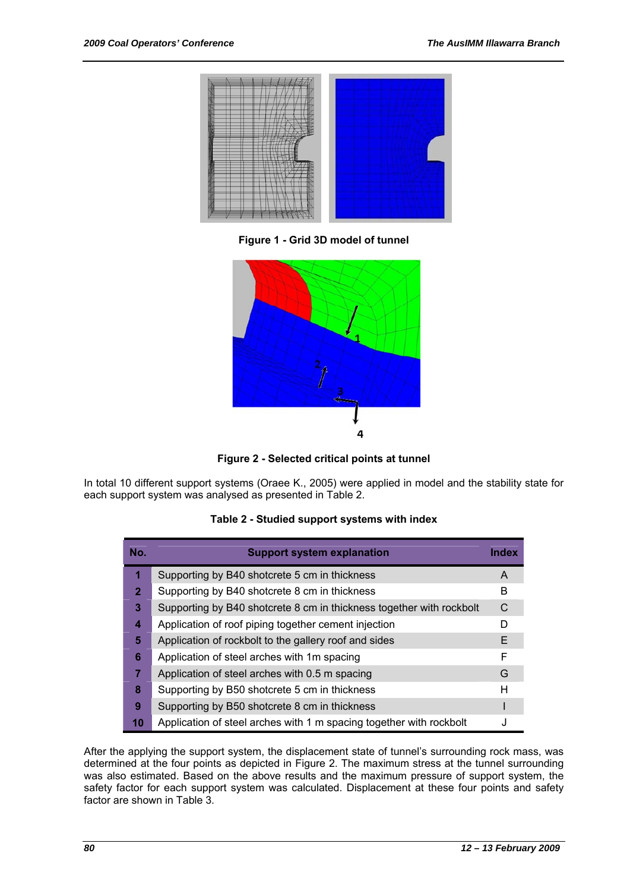Figure 1 - Grid 3D model of tunnel

Figure 2 - Selected critical points at tunnel

In total 10 different support systems (Oraee K., 2005) were applied in model and the stability state for each support system was analysed as presented in Table 2.

**Table 2 - Studied support systems with index**

| No. | Support system explanation | Index |
|---|---|---|
| 1 | Supporting by B40 shotcrete 5 cm in thickness | A |
| 2 | Supporting by B40 shotcrete 8 cm in thickness | B |
| 3 | Supporting by B40 shotcrete 8 cm in thickness together with rockbolt | C |
| 4 | Application of roof piping together cement injection | D |
| 5 | Application of rockbolt to the gallery roof and sides | E |
| 6 | Application of steel arches with 1m spacing | F |
| 7 | Application of steel arches with 0.5 m spacing | G |
| 8 | Supporting by B50 shotcrete 5 cm in thickness | H |
| 9 | Supporting by B50 shotcrete 8 cm in thickness | I |
| 10 | Application of steel arches with 1 m spacing together with rockbolt | J |

After the applying the support system, the displacement state of tunnel's surrounding rock mass, was determined at the four points as depicted in Figure 2. The maximum stress at the tunnel surrounding was also estimated. Based on the above results and the maximum pressure of support system, the safety factor for each support system was calculated. Displacement at these four points and safety factor are shown in Table 3.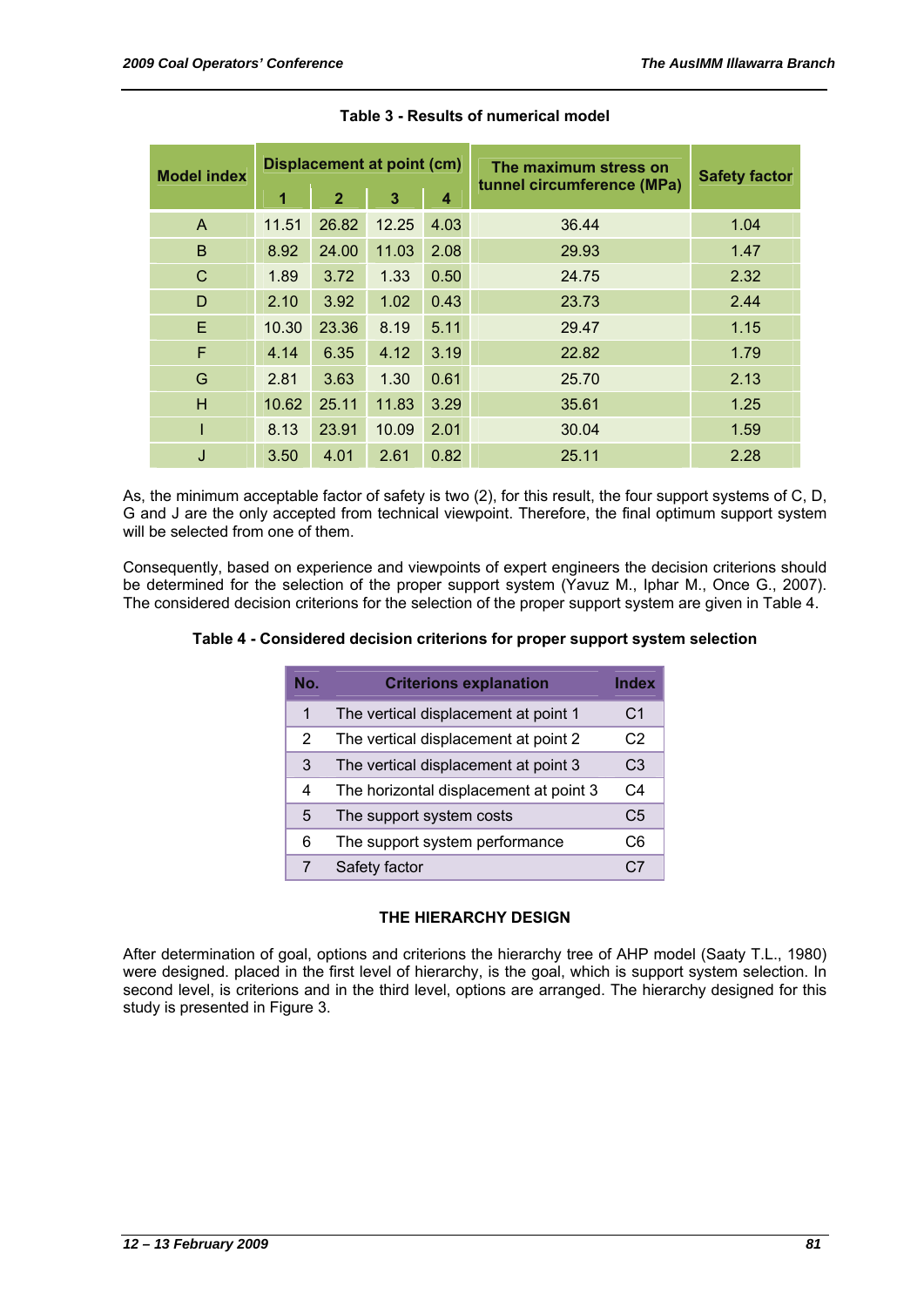Table 3 - Results of numerical model

| Model index | Displacement at point (cm) | | | | The maximum stress on tunnel circumference (MPa) | Safety factor |
|---|---|---|---|---|---|---|
| | 1 | 2 | 3 | 4 | | |
| A | 11.51 | 26.82 | 12.25 | 4.03 | 36.44 | 1.04 |
| B | 8.92 | 24.00 | 11.03 | 2.08 | 29.93 | 1.47 |
| C | 1.89 | 3.72 | 1.33 | 0.50 | 24.75 | 2.32 |
| D | 2.10 | 3.92 | 1.02 | 0.43 | 23.73 | 2.44 |
| E | 10.30 | 23.36 | 8.19 | 5.11 | 29.47 | 1.15 |
| F | 4.14 | 6.35 | 4.12 | 3.19 | 22.82 | 1.79 |
| G | 2.81 | 3.63 | 1.30 | 0.61 | 25.70 | 2.13 |
| H | 10.62 | 25.11 | 11.83 | 3.29 | 35.61 | 1.25 |
| I | 8.13 | 23.91 | 10.09 | 2.01 | 30.04 | 1.59 |
| J | 3.50 | 4.01 | 2.61 | 0.82 | 25.11 | 2.28 |

As, the minimum acceptable factor of safety is two (2), for this result, the four support systems of C, D, G and J are the only accepted from technical viewpoint. Therefore, the final optimum support system will be selected from one of them.

Consequently, based on experience and viewpoints of expert engineers the decision criterions should be determined for the selection of the proper support system (Yavuz M., Iphar M., Once G., 2007). The considered decision criterions for the selection of the proper support system are given in Table 4.

Table 4 - Considered decision criterions for proper support system selection

| No. | Criterions explanation | Index |
|---|---|---|
| 1 | The vertical displacement at point 1 | C1 |
| 2 | The vertical displacement at point 2 | C2 |
| 3 | The vertical displacement at point 3 | C3 |
| 4 | The horizontal displacement at point 3 | C4 |
| 5 | The support system costs | C5 |
| 6 | The support system performance | C6 |
| 7 | Safety factor | C7 |

## THE HIERARCHY DESIGN

After determination of goal, options and criterions the hierarchy tree of AHP model (Saaty T.L., 1980) were designed. placed in the first level of hierarchy, is the goal, which is support system selection. In second level, is criterions and in the third level, options are arranged. The hierarchy designed for this study is presented in Figure 3.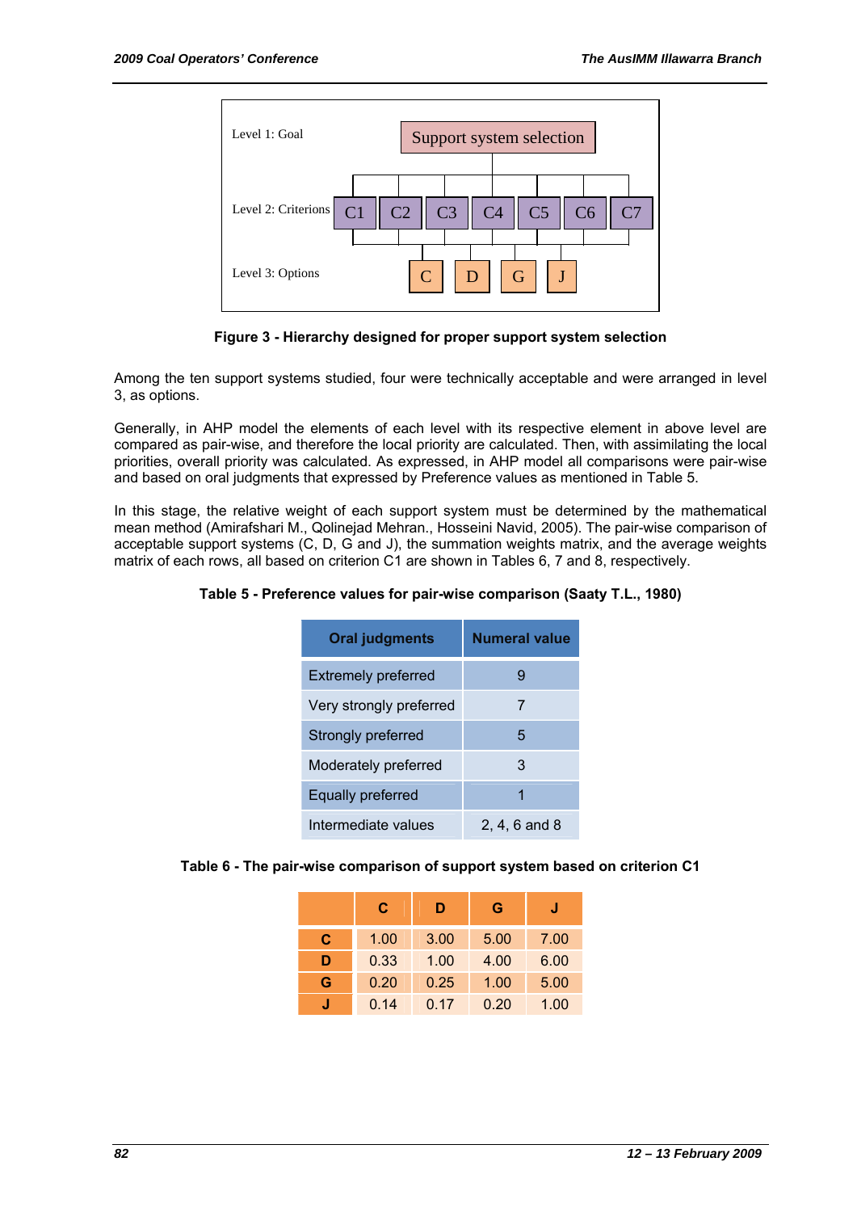**Figure 3 - Hierarchy designed for proper support system selection**

Among the ten support systems studied, four were technically acceptable and were arranged in level 3, as options.

Generally, in AHP model the elements of each level with its respective element in above level are compared as pair-wise, and therefore the local priority are calculated. Then, with assimilating the local priorities, overall priority was calculated. As expressed, in AHP model all comparisons were pair-wise and based on oral judgments that expressed by Preference values as mentioned in Table 5.

In this stage, the relative weight of each support system must be determined by the mathematical mean method (Amirafshari M., Qolinejad Mehran., Hosseini Navid, 2005). The pair-wise comparison of acceptable support systems (C, D, G and J), the summation weights matrix, and the average weights matrix of each rows, all based on criterion C1 are shown in Tables 6, 7 and 8, respectively.

**Table 5 - Preference values for pair-wise comparison (Saaty T.L., 1980)**

| Oral judgments | Numeral value |
|---|---|
| Extremely preferred | 9 |
| Very strongly preferred | 7 |
| Strongly preferred | 5 |
| Moderately preferred | 3 |
| Equally preferred | 1 |
| Intermediate values | 2, 4, 6 and 8 |

**Table 6 - The pair-wise comparison of support system based on criterion C1**

| | C | D | G | J |
|---|---|---|---|---|
| **C** | 1.00 | 3.00 | 5.00 | 7.00 |
| **D** | 0.33 | 1.00 | 4.00 | 6.00 |
| **G** | 0.20 | 0.25 | 1.00 | 5.00 |
| **J** | 0.14 | 0.17 | 0.20 | 1.00 |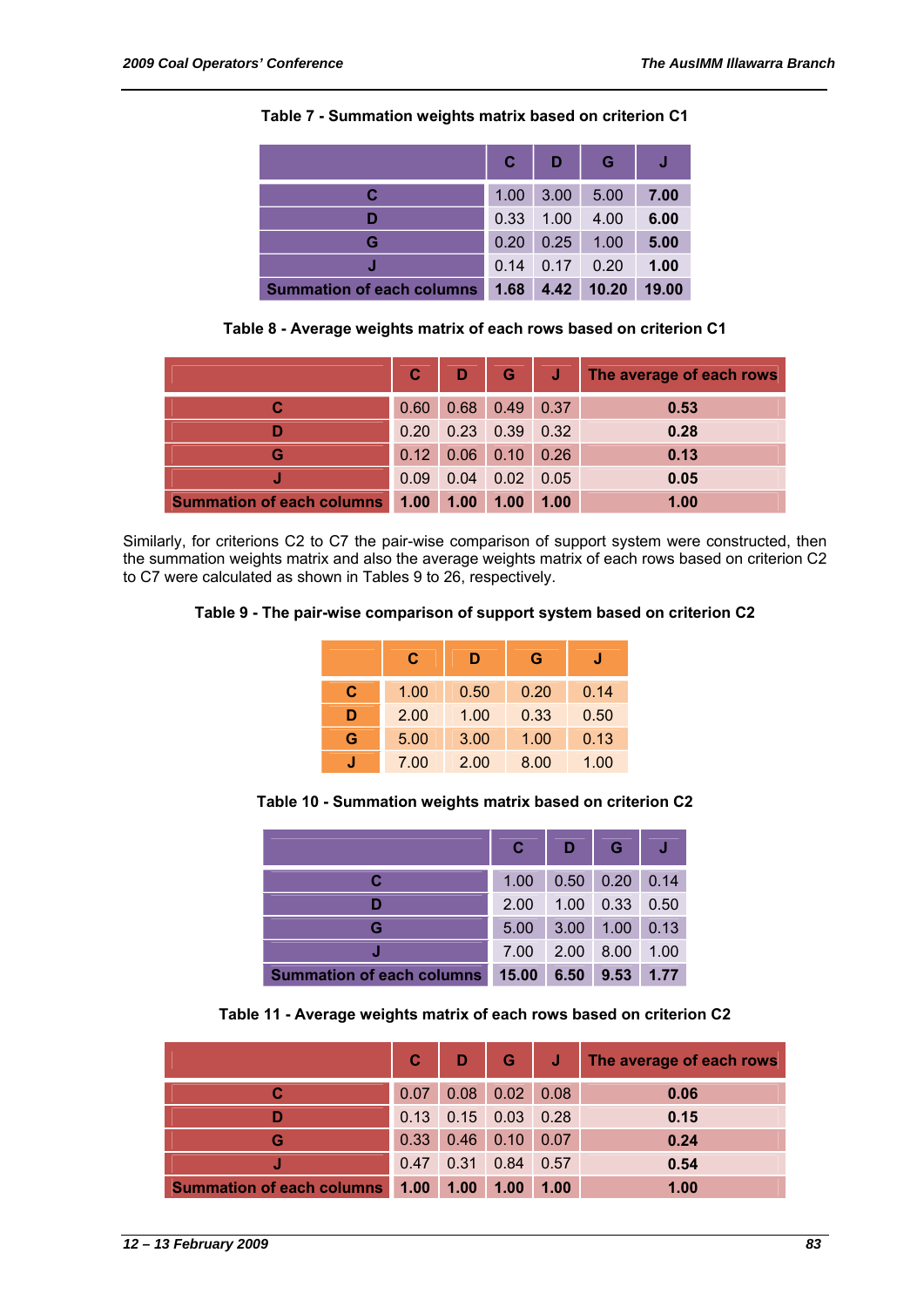**Table 7 - Summation weights matrix based on criterion C1**

| | C | D | G | J |
|---|---|---|---|---|
| **C** | 1.00 | 3.00 | 5.00 | **7.00** |
| **D** | 0.33 | 1.00 | 4.00 | **6.00** |
| **G** | 0.20 | 0.25 | 1.00 | **5.00** |
| **J** | 0.14 | 0.17 | 0.20 | **1.00** |
| **Summation of each columns** | **1.68** | **4.42** | **10.20** | **19.00** |

**Table 8 - Average weights matrix of each rows based on criterion C1**

| | C | D | G | J | The average of each rows |
|---|---|---|---|---|---|
| **C** | 0.60 | 0.68 | 0.49 | 0.37 | **0.53** |
| **D** | 0.20 | 0.23 | 0.39 | 0.32 | **0.28** |
| **G** | 0.12 | 0.06 | 0.10 | 0.26 | **0.13** |
| **J** | 0.09 | 0.04 | 0.02 | 0.05 | **0.05** |
| **Summation of each columns** | **1.00** | **1.00** | **1.00** | **1.00** | **1.00** |

Similarly, for criterions C2 to C7 the pair-wise comparison of support system were constructed, then the summation weights matrix and also the average weights matrix of each rows based on criterion C2 to C7 were calculated as shown in Tables 9 to 26, respectively.

**Table 9 - The pair-wise comparison of support system based on criterion C2**

| | C | D | G | J |
|---|---|---|---|---|
| **C** | 1.00 | 0.50 | 0.20 | 0.14 |
| **D** | 2.00 | 1.00 | 0.33 | 0.50 |
| **G** | 5.00 | 3.00 | 1.00 | 0.13 |
| **J** | 7.00 | 2.00 | 8.00 | 1.00 |

**Table 10 - Summation weights matrix based on criterion C2**

| | C | D | G | J |
|---|---|---|---|---|
| **C** | 1.00 | 0.50 | 0.20 | 0.14 |
| **D** | 2.00 | 1.00 | 0.33 | 0.50 |
| **G** | 5.00 | 3.00 | 1.00 | 0.13 |
| **J** | 7.00 | 2.00 | 8.00 | 1.00 |
| **Summation of each columns** | **15.00** | **6.50** | **9.53** | **1.77** |

**Table 11 - Average weights matrix of each rows based on criterion C2**

| | C | D | G | J | The average of each rows |
|---|---|---|---|---|---|
| **C** | 0.07 | 0.08 | 0.02 | 0.08 | **0.06** |
| **D** | 0.13 | 0.15 | 0.03 | 0.28 | **0.15** |
| **G** | 0.33 | 0.46 | 0.10 | 0.07 | **0.24** |
| **J** | 0.47 | 0.31 | 0.84 | 0.57 | **0.54** |
| **Summation of each columns** | **1.00** | **1.00** | **1.00** | **1.00** | **1.00** |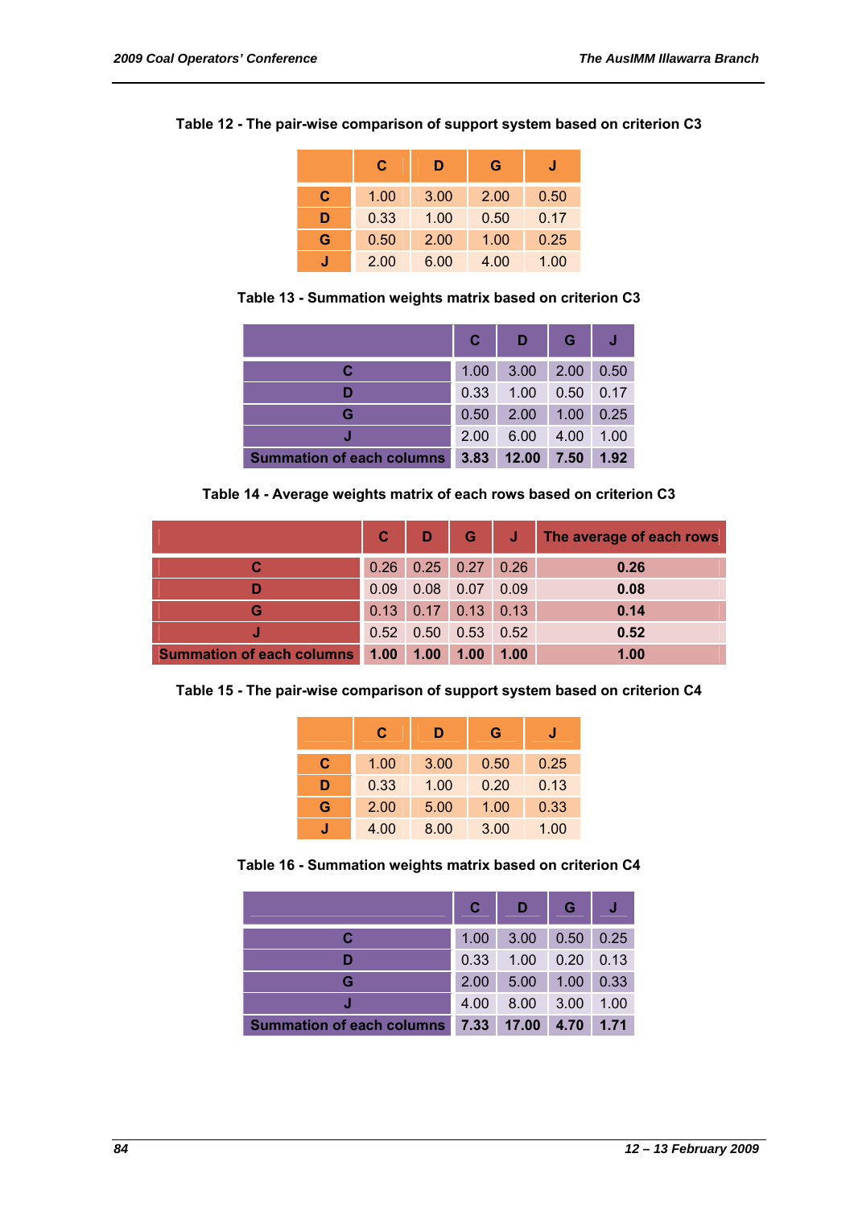**Table 12 - The pair-wise comparison of support system based on criterion C3**

| | C | D | G | J |
|---|---|---|---|---|
| **C** | 1.00 | 3.00 | 2.00 | 0.50 |
| **D** | 0.33 | 1.00 | 0.50 | 0.17 |
| **G** | 0.50 | 2.00 | 1.00 | 0.25 |
| **J** | 2.00 | 6.00 | 4.00 | 1.00 |

**Table 13 - Summation weights matrix based on criterion C3**

| | C | D | G | J |
|---|---|---|---|---|
| **C** | 1.00 | 3.00 | 2.00 | 0.50 |
| **D** | 0.33 | 1.00 | 0.50 | 0.17 |
| **G** | 0.50 | 2.00 | 1.00 | 0.25 |
| **J** | 2.00 | 6.00 | 4.00 | 1.00 |
| **Summation of each columns** | **3.83** | **12.00** | **7.50** | **1.92** |

**Table 14 - Average weights matrix of each rows based on criterion C3**

| | C | D | G | J | The average of each rows |
|---|---|---|---|---|---|
| **C** | 0.26 | 0.25 | 0.27 | 0.26 | **0.26** |
| **D** | 0.09 | 0.08 | 0.07 | 0.09 | **0.08** |
| **G** | 0.13 | 0.17 | 0.13 | 0.13 | **0.14** |
| **J** | 0.52 | 0.50 | 0.53 | 0.52 | **0.52** |
| **Summation of each columns** | **1.00** | **1.00** | **1.00** | **1.00** | **1.00** |

**Table 15 - The pair-wise comparison of support system based on criterion C4**

| | C | D | G | J |
|---|---|---|---|---|
| **C** | 1.00 | 3.00 | 0.50 | 0.25 |
| **D** | 0.33 | 1.00 | 0.20 | 0.13 |
| **G** | 2.00 | 5.00 | 1.00 | 0.33 |
| **J** | 4.00 | 8.00 | 3.00 | 1.00 |

**Table 16 - Summation weights matrix based on criterion C4**

| | C | D | G | J |
|---|---|---|---|---|
| **C** | 1.00 | 3.00 | 0.50 | 0.25 |
| **D** | 0.33 | 1.00 | 0.20 | 0.13 |
| **G** | 2.00 | 5.00 | 1.00 | 0.33 |
| **J** | 4.00 | 8.00 | 3.00 | 1.00 |
| **Summation of each columns** | **7.33** | **17.00** | **4.70** | **1.71** |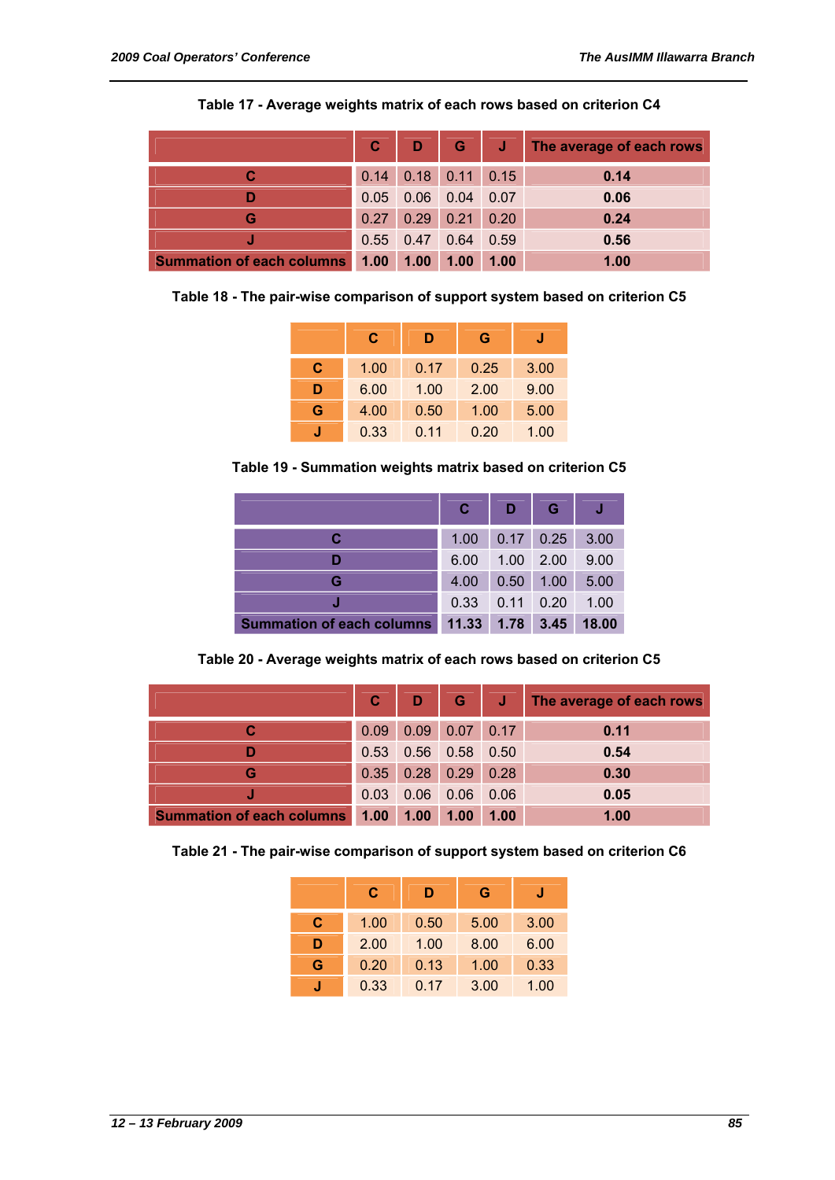Table 17 - Average weights matrix of each rows based on criterion C4

| | C | D | G | J | The average of each rows |
|---|---|---|---|---|---|
| C | 0.14 | 0.18 | 0.11 | 0.15 | **0.14** |
| D | 0.05 | 0.06 | 0.04 | 0.07 | **0.06** |
| G | 0.27 | 0.29 | 0.21 | 0.20 | **0.24** |
| J | 0.55 | 0.47 | 0.64 | 0.59 | **0.56** |
| Summation of each columns | **1.00** | **1.00** | **1.00** | **1.00** | **1.00** |

Table 18 - The pair-wise comparison of support system based on criterion C5

| | C | D | G | J |
|---|---|---|---|---|
| C | 1.00 | 0.17 | 0.25 | 3.00 |
| D | 6.00 | 1.00 | 2.00 | 9.00 |
| G | 4.00 | 0.50 | 1.00 | 5.00 |
| J | 0.33 | 0.11 | 0.20 | 1.00 |

Table 19 - Summation weights matrix based on criterion C5

| | C | D | G | J |
|---|---|---|---|---|
| C | 1.00 | 0.17 | 0.25 | 3.00 |
| D | 6.00 | 1.00 | 2.00 | 9.00 |
| G | 4.00 | 0.50 | 1.00 | 5.00 |
| J | 0.33 | 0.11 | 0.20 | 1.00 |
| Summation of each columns | **11.33** | **1.78** | **3.45** | **18.00** |

Table 20 - Average weights matrix of each rows based on criterion C5

| | C | D | G | J | The average of each rows |
|---|---|---|---|---|---|
| C | 0.09 | 0.09 | 0.07 | 0.17 | **0.11** |
| D | 0.53 | 0.56 | 0.58 | 0.50 | **0.54** |
| G | 0.35 | 0.28 | 0.29 | 0.28 | **0.30** |
| J | 0.03 | 0.06 | 0.06 | 0.06 | **0.05** |
| Summation of each columns | **1.00** | **1.00** | **1.00** | **1.00** | **1.00** |

Table 21 - The pair-wise comparison of support system based on criterion C6

| | C | D | G | J |
|---|---|---|---|---|
| C | 1.00 | 0.50 | 5.00 | 3.00 |
| D | 2.00 | 1.00 | 8.00 | 6.00 |
| G | 0.20 | 0.13 | 1.00 | 0.33 |
| J | 0.33 | 0.17 | 3.00 | 1.00 |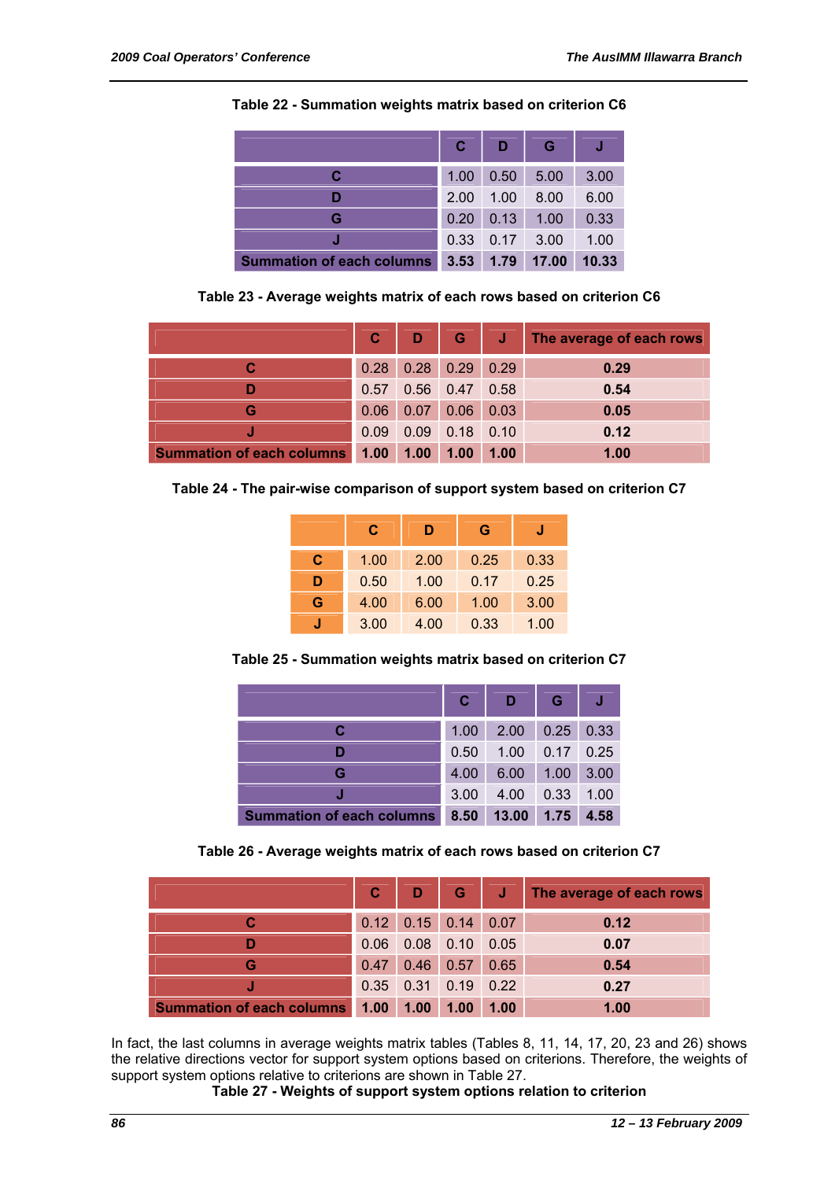**Table 22 - Summation weights matrix based on criterion C6**

| | C | D | G | J |
|---|---|---|---|---|
| C | 1.00 | 0.50 | 5.00 | 3.00 |
| D | 2.00 | 1.00 | 8.00 | 6.00 |
| G | 0.20 | 0.13 | 1.00 | 0.33 |
| J | 0.33 | 0.17 | 3.00 | 1.00 |
| **Summation of each columns** | **3.53** | **1.79** | **17.00** | **10.33** |

**Table 23 - Average weights matrix of each rows based on criterion C6**

| | C | D | G | J | The average of each rows |
|---|---|---|---|---|---|
| C | 0.28 | 0.28 | 0.29 | 0.29 | **0.29** |
| D | 0.57 | 0.56 | 0.47 | 0.58 | **0.54** |
| G | 0.06 | 0.07 | 0.06 | 0.03 | **0.05** |
| J | 0.09 | 0.09 | 0.18 | 0.10 | **0.12** |
| **Summation of each columns** | **1.00** | **1.00** | **1.00** | **1.00** | **1.00** |

**Table 24 - The pair-wise comparison of support system based on criterion C7**

| | C | D | G | J |
|---|---|---|---|---|
| C | 1.00 | 2.00 | 0.25 | 0.33 |
| D | 0.50 | 1.00 | 0.17 | 0.25 |
| G | 4.00 | 6.00 | 1.00 | 3.00 |
| J | 3.00 | 4.00 | 0.33 | 1.00 |

**Table 25 - Summation weights matrix based on criterion C7**

| | C | D | G | J |
|---|---|---|---|---|
| C | 1.00 | 2.00 | 0.25 | 0.33 |
| D | 0.50 | 1.00 | 0.17 | 0.25 |
| G | 4.00 | 6.00 | 1.00 | 3.00 |
| J | 3.00 | 4.00 | 0.33 | 1.00 |
| **Summation of each columns** | **8.50** | **13.00** | **1.75** | **4.58** |

**Table 26 - Average weights matrix of each rows based on criterion C7**

| | C | D | G | J | The average of each rows |
|---|---|---|---|---|---|
| C | 0.12 | 0.15 | 0.14 | 0.07 | **0.12** |
| D | 0.06 | 0.08 | 0.10 | 0.05 | **0.07** |
| G | 0.47 | 0.46 | 0.57 | 0.65 | **0.54** |
| J | 0.35 | 0.31 | 0.19 | 0.22 | **0.27** |
| **Summation of each columns** | **1.00** | **1.00** | **1.00** | **1.00** | **1.00** |

In fact, the last columns in average weights matrix tables (Tables 8, 11, 14, 17, 20, 23 and 26) shows the relative directions vector for support system options based on criterions. Therefore, the weights of support system options relative to criterions are shown in Table 27.

**Table 27 - Weights of support system options relation to criterion**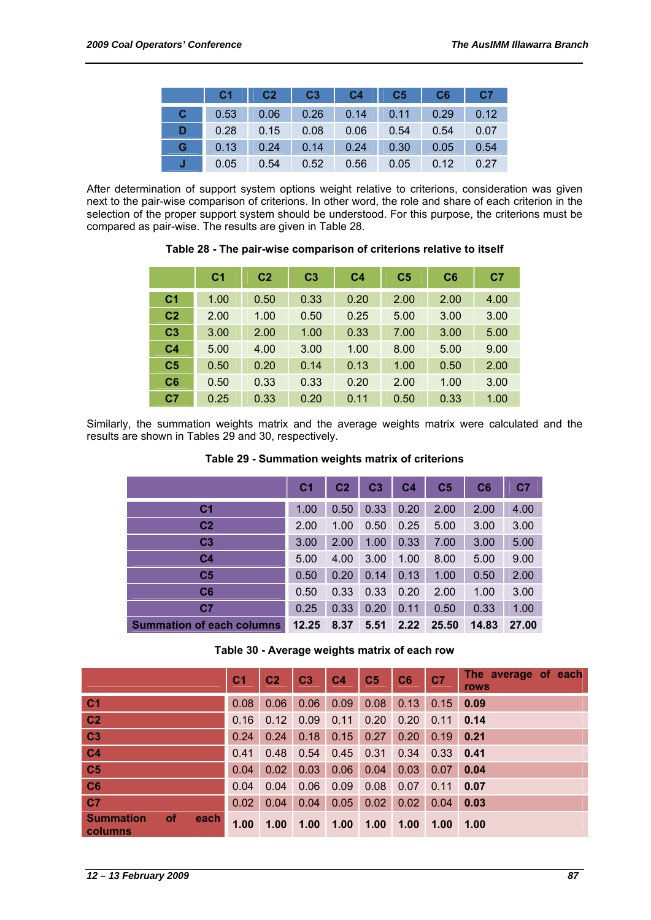|   | C1 | C2 | C3 | C4 | C5 | C6 | C7 |
|---|---|---|---|---|---|---|---|
| C | 0.53 | 0.06 | 0.26 | 0.14 | 0.11 | 0.29 | 0.12 |
| D | 0.28 | 0.15 | 0.08 | 0.06 | 0.54 | 0.54 | 0.07 |
| G | 0.13 | 0.24 | 0.14 | 0.24 | 0.30 | 0.05 | 0.54 |
| J | 0.05 | 0.54 | 0.52 | 0.56 | 0.05 | 0.12 | 0.27 |

After determination of support system options weight relative to criterions, consideration was given next to the pair-wise comparison of criterions. In other word, the role and share of each criterion in the selection of the proper support system should be understood. For this purpose, the criterions must be compared as pair-wise. The results are given in Table 28.

**Table 28 - The pair-wise comparison of criterions relative to itself**

|   | C1 | C2 | C3 | C4 | C5 | C6 | C7 |
|---|---|---|---|---|---|---|---|
| C1 | 1.00 | 0.50 | 0.33 | 0.20 | 2.00 | 2.00 | 4.00 |
| C2 | 2.00 | 1.00 | 0.50 | 0.25 | 5.00 | 3.00 | 3.00 |
| C3 | 3.00 | 2.00 | 1.00 | 0.33 | 7.00 | 3.00 | 5.00 |
| C4 | 5.00 | 4.00 | 3.00 | 1.00 | 8.00 | 5.00 | 9.00 |
| C5 | 0.50 | 0.20 | 0.14 | 0.13 | 1.00 | 0.50 | 2.00 |
| C6 | 0.50 | 0.33 | 0.33 | 0.20 | 2.00 | 1.00 | 3.00 |
| C7 | 0.25 | 0.33 | 0.20 | 0.11 | 0.50 | 0.33 | 1.00 |

Similarly, the summation weights matrix and the average weights matrix were calculated and the results are shown in Tables 29 and 30, respectively.

**Table 29 - Summation weights matrix of criterions**

|   | C1 | C2 | C3 | C4 | C5 | C6 | C7 |
|---|---|---|---|---|---|---|---|
| C1 | 1.00 | 0.50 | 0.33 | 0.20 | 2.00 | 2.00 | 4.00 |
| C2 | 2.00 | 1.00 | 0.50 | 0.25 | 5.00 | 3.00 | 3.00 |
| C3 | 3.00 | 2.00 | 1.00 | 0.33 | 7.00 | 3.00 | 5.00 |
| C4 | 5.00 | 4.00 | 3.00 | 1.00 | 8.00 | 5.00 | 9.00 |
| C5 | 0.50 | 0.20 | 0.14 | 0.13 | 1.00 | 0.50 | 2.00 |
| C6 | 0.50 | 0.33 | 0.33 | 0.20 | 2.00 | 1.00 | 3.00 |
| C7 | 0.25 | 0.33 | 0.20 | 0.11 | 0.50 | 0.33 | 1.00 |
| **Summation of each columns** | **12.25** | **8.37** | **5.51** | **2.22** | **25.50** | **14.83** | **27.00** |

**Table 30 - Average weights matrix of each row**

|   | C1 | C2 | C3 | C4 | C5 | C6 | C7 | The average of each rows |
|---|---|---|---|---|---|---|---|---|
| C1 | 0.08 | 0.06 | 0.06 | 0.09 | 0.08 | 0.13 | 0.15 | **0.09** |
| C2 | 0.16 | 0.12 | 0.09 | 0.11 | 0.20 | 0.20 | 0.11 | **0.14** |
| C3 | 0.24 | 0.24 | 0.18 | 0.15 | 0.27 | 0.20 | 0.19 | **0.21** |
| C4 | 0.41 | 0.48 | 0.54 | 0.45 | 0.31 | 0.34 | 0.33 | **0.41** |
| C5 | 0.04 | 0.02 | 0.03 | 0.06 | 0.04 | 0.03 | 0.07 | **0.04** |
| C6 | 0.04 | 0.04 | 0.06 | 0.09 | 0.08 | 0.07 | 0.11 | **0.07** |
| C7 | 0.02 | 0.04 | 0.04 | 0.05 | 0.02 | 0.02 | 0.04 | **0.03** |
| **Summation of each columns** | **1.00** | **1.00** | **1.00** | **1.00** | **1.00** | **1.00** | **1.00** | **1.00** |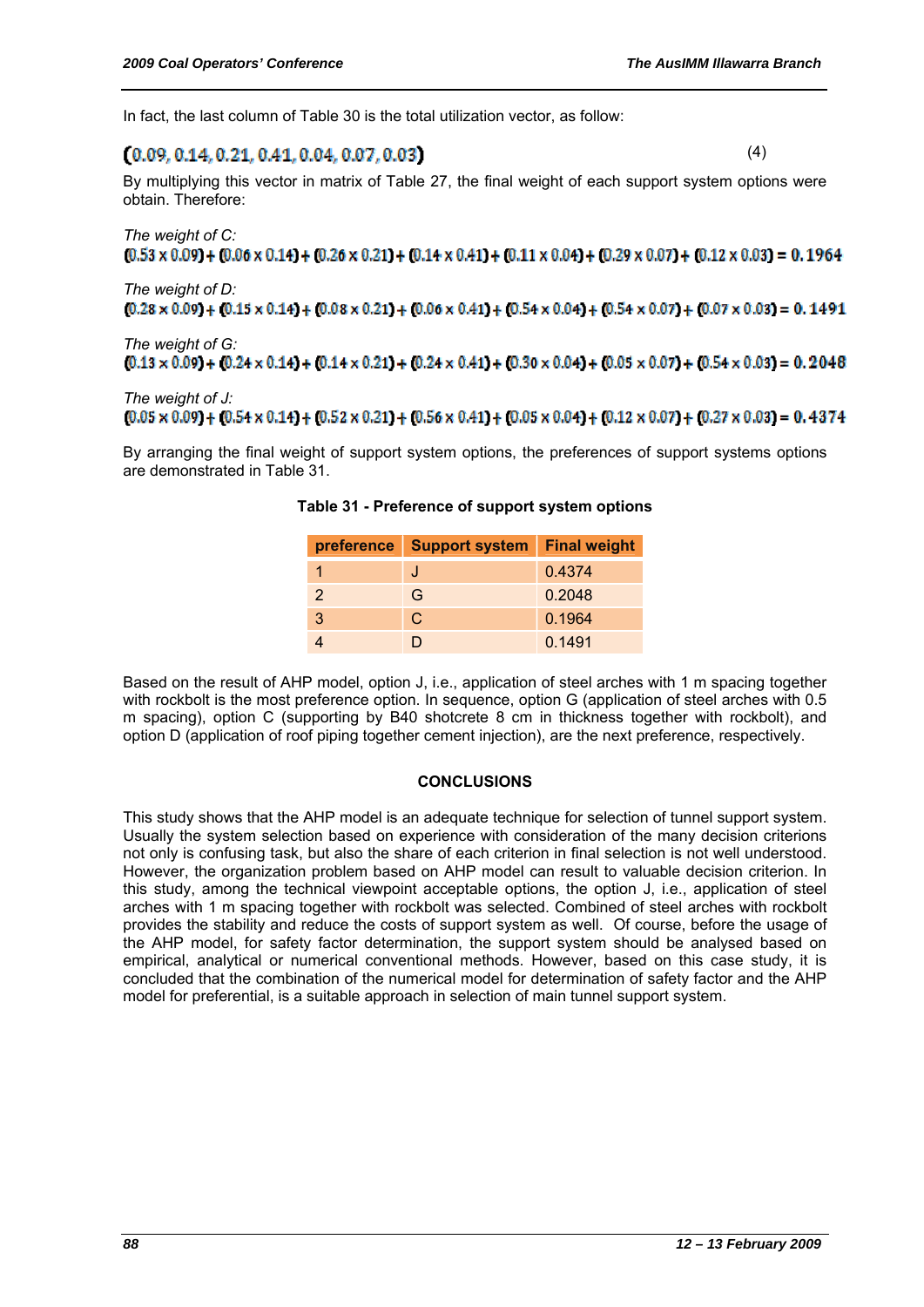In fact, the last column of Table 30 is the total utilization vector, as follow:

$$(0.09, 0.14, 0.21, 0.41, 0.04, 0.07, 0.03) \quad (4)$$

By multiplying this vector in matrix of Table 27, the final weight of each support system options were obtain. Therefore:

*The weight of C:*

$$(0.53 \times 0.09) + (0.06 \times 0.14) + (0.26 \times 0.21) + (0.14 \times 0.41) + (0.11 \times 0.04) + (0.29 \times 0.07) + (0.12 \times 0.03) = 0.1964$$

*The weight of D:*

$$(0.28 \times 0.09) + (0.15 \times 0.14) + (0.08 \times 0.21) + (0.06 \times 0.41) + (0.54 \times 0.04) + (0.54 \times 0.07) + (0.07 \times 0.03) = 0.1491$$

*The weight of G:*

$$(0.13 \times 0.09) + (0.24 \times 0.14) + (0.14 \times 0.21) + (0.24 \times 0.41) + (0.30 \times 0.04) + (0.05 \times 0.07) + (0.54 \times 0.03) = 0.2048$$

*The weight of J:*

$$(0.05 \times 0.09) + (0.54 \times 0.14) + (0.52 \times 0.21) + (0.56 \times 0.41) + (0.05 \times 0.04) + (0.12 \times 0.07) + (0.27 \times 0.03) = 0.4374$$

By arranging the final weight of support system options, the preferences of support systems options are demonstrated in Table 31.

**Table 31 - Preference of support system options**

| preference | Support system | Final weight |
|---|---|---|
| 1 | J | 0.4374 |
| 2 | G | 0.2048 |
| 3 | C | 0.1964 |
| 4 | D | 0.1491 |

Based on the result of AHP model, option J, i.e., application of steel arches with 1 m spacing together with rockbolt is the most preference option. In sequence, option G (application of steel arches with 0.5 m spacing), option C (supporting by B40 shotcrete 8 cm in thickness together with rockbolt), and option D (application of roof piping together cement injection), are the next preference, respectively.

## CONCLUSIONS

This study shows that the AHP model is an adequate technique for selection of tunnel support system. Usually the system selection based on experience with consideration of the many decision criterions not only is confusing task, but also the share of each criterion in final selection is not well understood. However, the organization problem based on AHP model can result to valuable decision criterion. In this study, among the technical viewpoint acceptable options, the option J, i.e., application of steel arches with 1 m spacing together with rockbolt was selected. Combined of steel arches with rockbolt provides the stability and reduce the costs of support system as well. Of course, before the usage of the AHP model, for safety factor determination, the support system should be analysed based on empirical, analytical or numerical conventional methods. However, based on this case study, it is concluded that the combination of the numerical model for determination of safety factor and the AHP model for preferential, is a suitable approach in selection of main tunnel support system.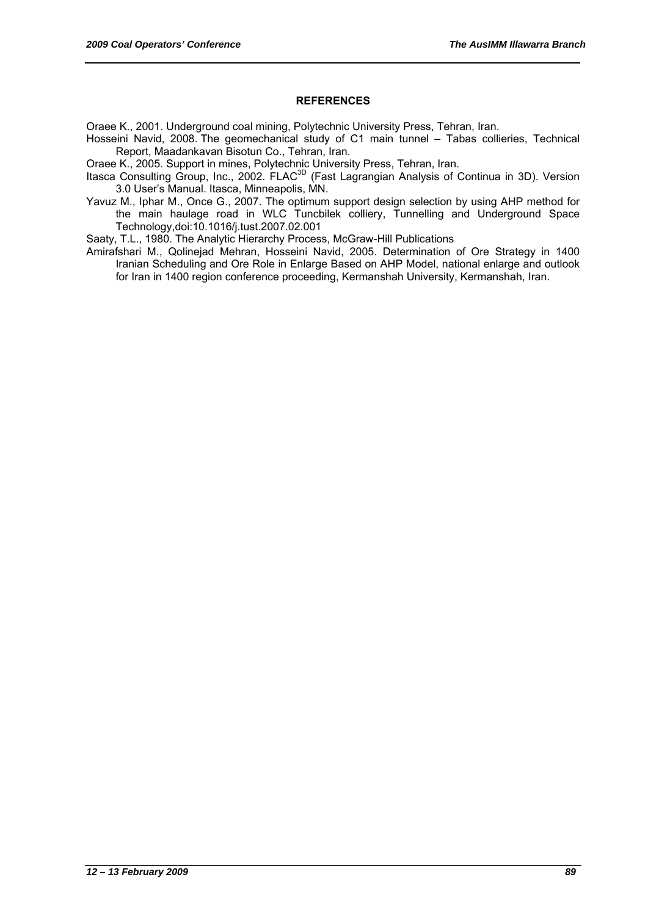## REFERENCES

Oraee K., 2001. Underground coal mining, Polytechnic University Press, Tehran, Iran.

Hosseini Navid, 2008. The geomechanical study of C1 main tunnel – Tabas collieries, Technical Report, Maadankavan Bisotun Co., Tehran, Iran.

Oraee K., 2005. Support in mines, Polytechnic University Press, Tehran, Iran.

Itasca Consulting Group, Inc., 2002. FLAC$^{3D}$ (Fast Lagrangian Analysis of Continua in 3D). Version 3.0 User's Manual. Itasca, Minneapolis, MN.

Yavuz M., Iphar M., Once G., 2007. The optimum support design selection by using AHP method for the main haulage road in WLC Tuncbilek colliery, Tunnelling and Underground Space Technology,doi:10.1016/j.tust.2007.02.001

Saaty, T.L., 1980. The Analytic Hierarchy Process, McGraw-Hill Publications

Amirafshari M., Qolinejad Mehran, Hosseini Navid, 2005. Determination of Ore Strategy in 1400 Iranian Scheduling and Ore Role in Enlarge Based on AHP Model, national enlarge and outlook for Iran in 1400 region conference proceeding, Kermanshah University, Kermanshah, Iran.